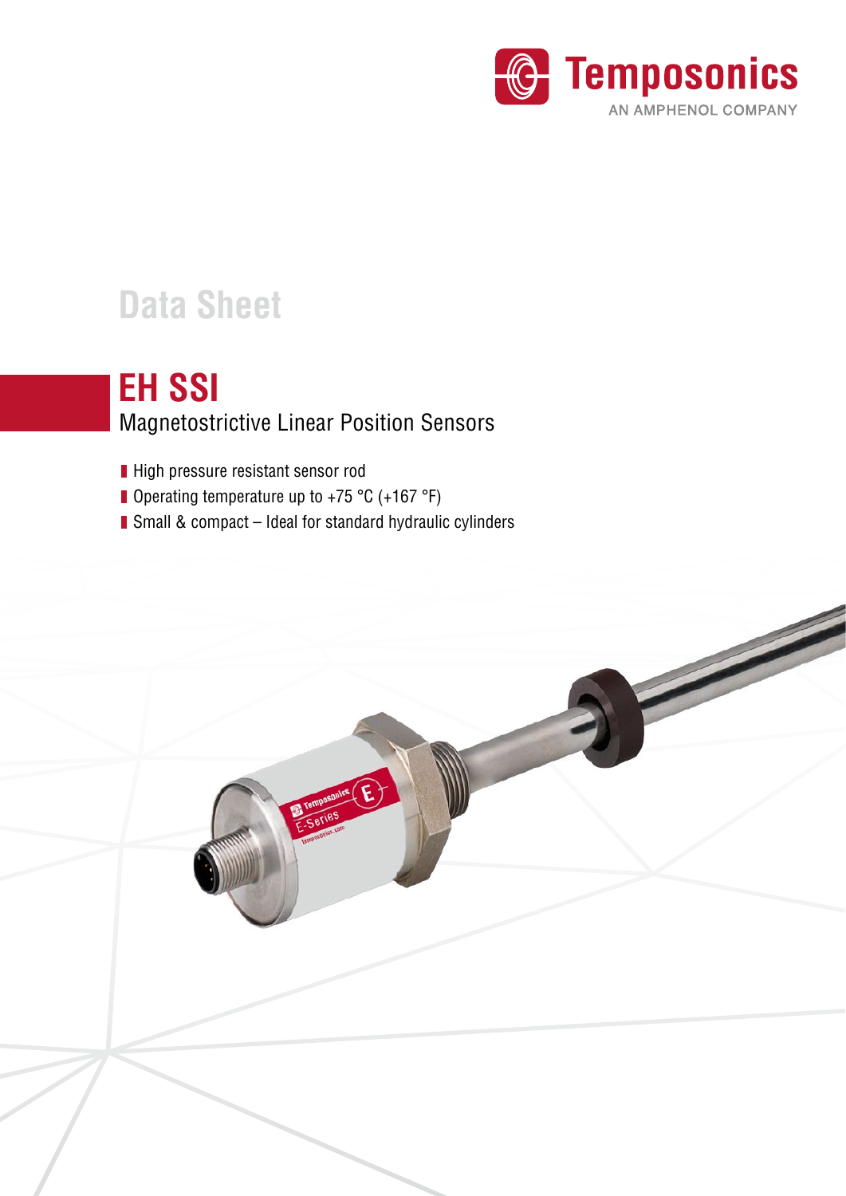Temposonics
AN AMPHENOL COMPANY

# Data Sheet

## EH SSI

Magnetostrictive Linear Position Sensors

- High pressure resistant sensor rod
- Operating temperature up to +75 °C (+167 °F)
- Small & compact – Ideal for standard hydraulic cylinders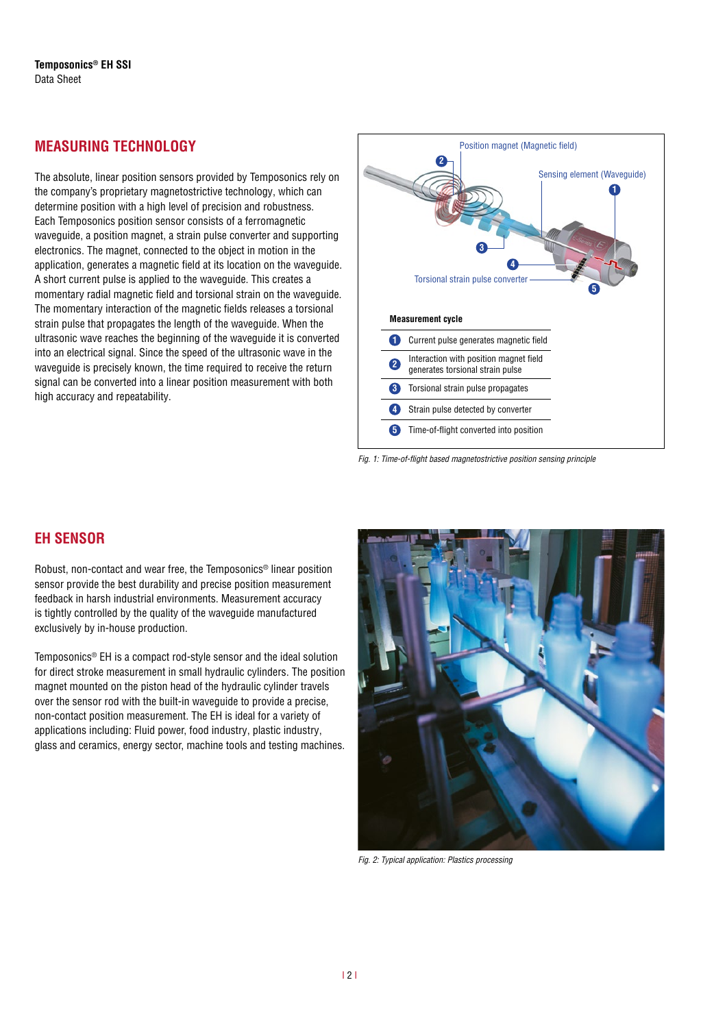## MEASURING TECHNOLOGY

The absolute, linear position sensors provided by Temposonics rely on the company's proprietary magnetostrictive technology, which can determine position with a high level of precision and robustness. Each Temposonics position sensor consists of a ferromagnetic waveguide, a position magnet, a strain pulse converter and supporting electronics. The magnet, connected to the object in motion in the application, generates a magnetic field at its location on the waveguide. A short current pulse is applied to the waveguide. This creates a momentary radial magnetic field and torsional strain on the waveguide. The momentary interaction of the magnetic fields releases a torsional strain pulse that propagates the length of the waveguide. When the ultrasonic wave reaches the beginning of the waveguide it is converted into an electrical signal. Since the speed of the ultrasonic wave in the waveguide is precisely known, the time required to receive the return signal can be converted into a linear position measurement with both high accuracy and repeatability.

Position magnet (Magnetic field)

Sensing element (Waveguide)

Torsional strain pulse converter

**Measurement cycle**

| | |
|---|---|
| 1 | Current pulse generates magnetic field |
| 2 | Interaction with position magnet field generates torsional strain pulse |
| 3 | Torsional strain pulse propagates |
| 4 | Strain pulse detected by converter |
| 5 | Time-of-flight converted into position |

*Fig. 1: Time-of-flight based magnetostrictive position sensing principle*

## EH SENSOR

Robust, non-contact and wear free, the Temposonics® linear position sensor provide the best durability and precise position measurement feedback in harsh industrial environments. Measurement accuracy is tightly controlled by the quality of the waveguide manufactured exclusively by in-house production.

Temposonics® EH is a compact rod-style sensor and the ideal solution for direct stroke measurement in small hydraulic cylinders. The position magnet mounted on the piston head of the hydraulic cylinder travels over the sensor rod with the built-in waveguide to provide a precise, non-contact position measurement. The EH is ideal for a variety of applications including: Fluid power, food industry, plastic industry, glass and ceramics, energy sector, machine tools and testing machines.

*Fig. 2: Typical application: Plastics processing*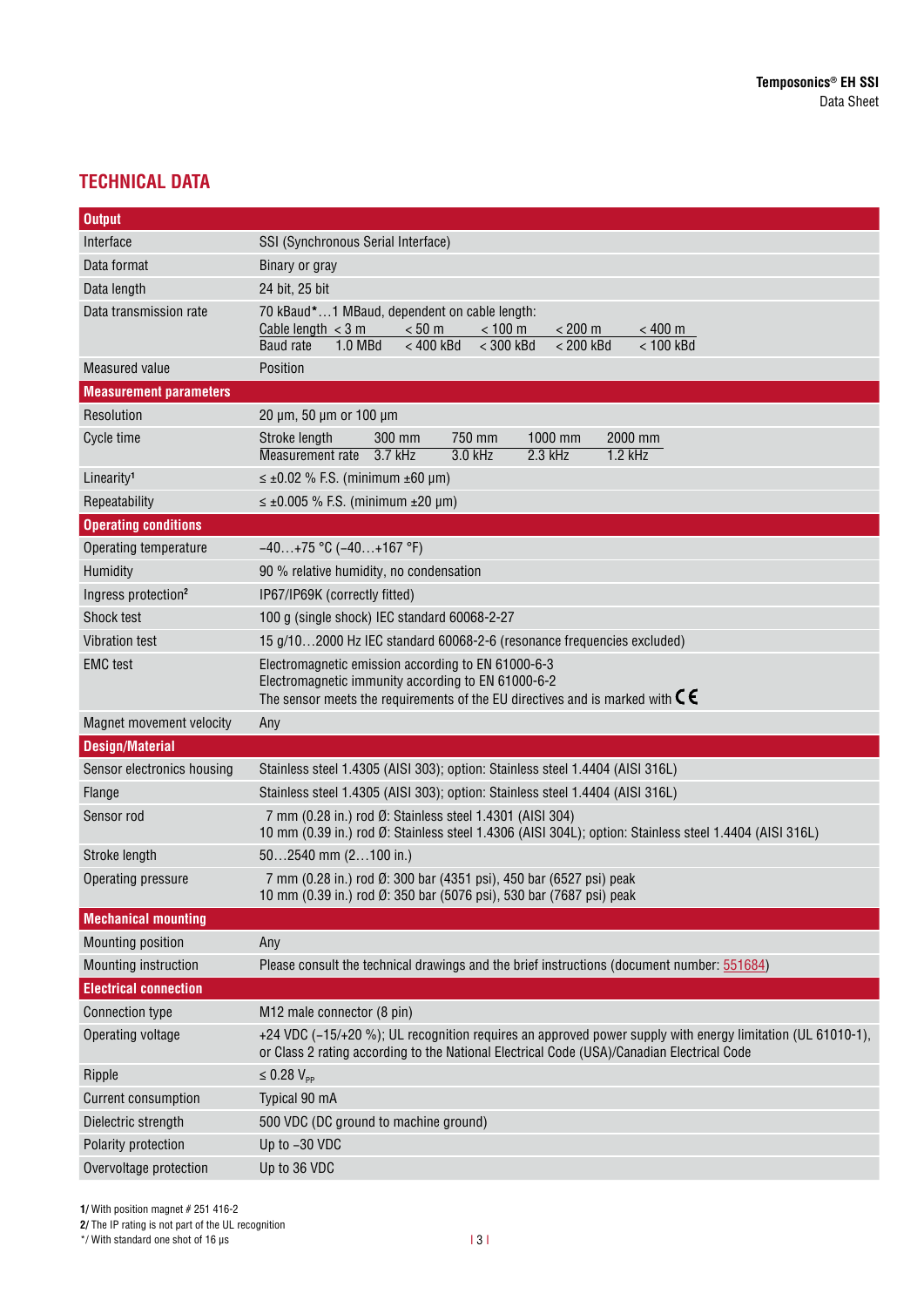## TECHNICAL DATA

| **Output** | |
|---|---|
| Interface | SSI (Synchronous Serial Interface) |
| Data format | Binary or gray |
| Data length | 24 bit, 25 bit |
| Data transmission rate | 70 kBaud*…1 MBaud, dependent on cable length:<br>Cable length < 3 m / < 50 m / < 100 m / < 200 m / < 400 m<br>Baud rate 1.0 MBd / < 400 kBd / < 300 kBd / < 200 kBd / < 100 kBd |
| Measured value | Position |
| **Measurement parameters** | |
| Resolution | 20 µm, 50 µm or 100 µm |
| Cycle time | Stroke length 300 mm / 750 mm / 1000 mm / 2000 mm<br>Measurement rate 3.7 kHz / 3.0 kHz / 2.3 kHz / 1.2 kHz |
| Linearity[1] | ≤ ±0.02 % F.S. (minimum ±60 µm) |
| Repeatability | ≤ ±0.005 % F.S. (minimum ±20 µm) |
| **Operating conditions** | |
| Operating temperature | −40…+75 °C (−40…+167 °F) |
| Humidity | 90 % relative humidity, no condensation |
| Ingress protection[2] | IP67/IP69K (correctly fitted) |
| Shock test | 100 g (single shock) IEC standard 60068-2-27 |
| Vibration test | 15 g/10…2000 Hz IEC standard 60068-2-6 (resonance frequencies excluded) |
| EMC test | Electromagnetic emission according to EN 61000-6-3<br>Electromagnetic immunity according to EN 61000-6-2<br>The sensor meets the requirements of the EU directives and is marked with CE |
| Magnet movement velocity | Any |
| **Design/Material** | |
| Sensor electronics housing | Stainless steel 1.4305 (AISI 303); option: Stainless steel 1.4404 (AISI 316L) |
| Flange | Stainless steel 1.4305 (AISI 303); option: Stainless steel 1.4404 (AISI 316L) |
| Sensor rod | 7 mm (0.28 in.) rod Ø: Stainless steel 1.4301 (AISI 304)<br>10 mm (0.39 in.) rod Ø: Stainless steel 1.4306 (AISI 304L); option: Stainless steel 1.4404 (AISI 316L) |
| Stroke length | 50…2540 mm (2…100 in.) |
| Operating pressure | 7 mm (0.28 in.) rod Ø: 300 bar (4351 psi), 450 bar (6527 psi) peak<br>10 mm (0.39 in.) rod Ø: 350 bar (5076 psi), 530 bar (7687 psi) peak |
| **Mechanical mounting** | |
| Mounting position | Any |
| Mounting instruction | Please consult the technical drawings and the brief instructions (document number: 551684) |
| **Electrical connection** | |
| Connection type | M12 male connector (8 pin) |
| Operating voltage | +24 VDC (−15/+20 %); UL recognition requires an approved power supply with energy limitation (UL 61010-1), or Class 2 rating according to the National Electrical Code (USA)/Canadian Electrical Code |
| Ripple | ≤ 0.28 $V_{PP}$ |
| Current consumption | Typical 90 mA |
| Dielectric strength | 500 VDC (DC ground to machine ground) |
| Polarity protection | Up to −30 VDC |
| Overvoltage protection | Up to 36 VDC |

**1/** With position magnet # 251 416-2
**2/** The IP rating is not part of the UL recognition
*/ With standard one shot of 16 µs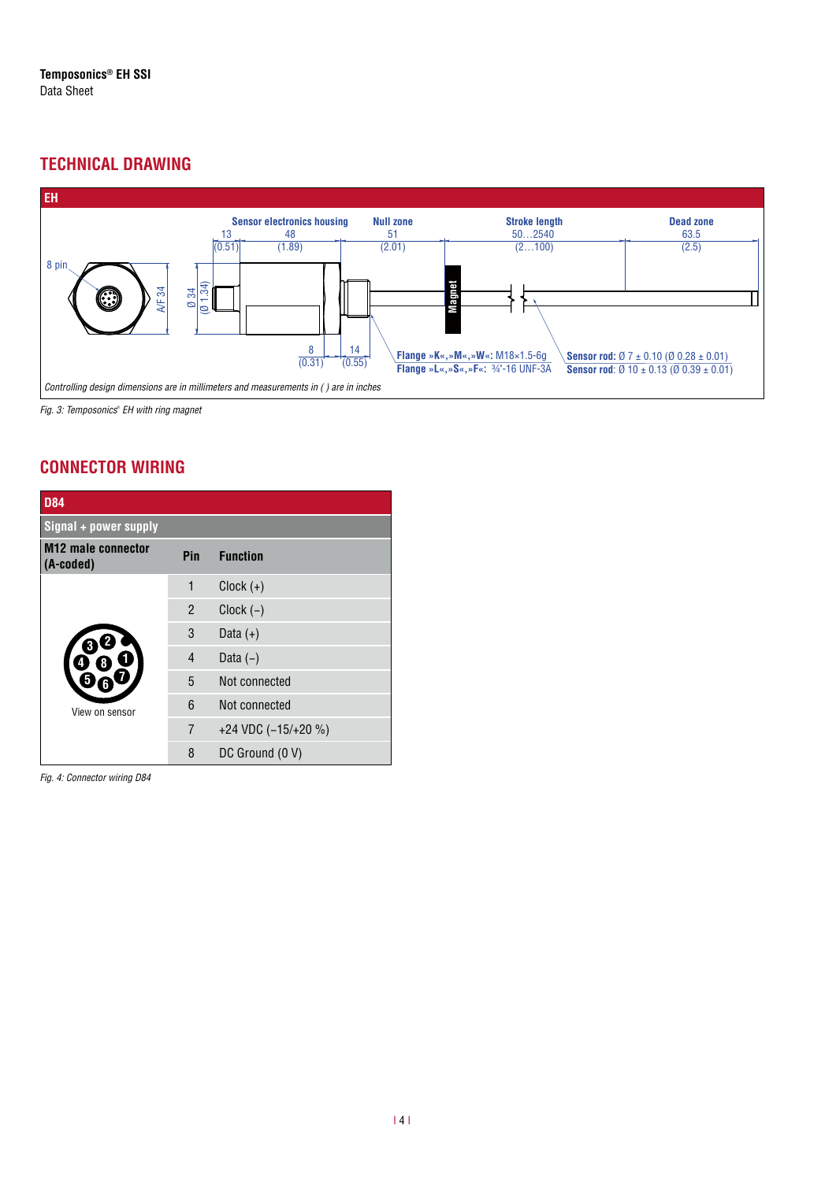## TECHNICAL DRAWING

**EH**

| Sensor electronics housing | | Null zone | Stroke length | Dead zone |
|---|---|---|---|---|
| 13 (0.51) | 48 (1.89) | 51 (2.01) | 50…2540 (2…100) | 63.5 (2.5) |

8 pin

A/F 34

Ø 34 (Ø 1.34)

8 (0.31)

14 (0.55)

Magnet

**Flange »K«,»M«,»W«:** M18×1.5-6g
**Flange »L«,»S«,»F«:** ¾"-16 UNF-3A

**Sensor rod:** Ø 7 ± 0.10 (Ø 0.28 ± 0.01)
**Sensor rod:** Ø 10 ± 0.13 (Ø 0.39 ± 0.01)

*Controlling design dimensions are in millimeters and measurements in ( ) are in inches*

*Fig. 3: Temposonics® EH with ring magnet*

## CONNECTOR WIRING

**D84**

**Signal + power supply**

| M12 male connector (A-coded) | Pin | Function |
|---|---|---|
| View on sensor | 1 | Clock (+) |
| | 2 | Clock (−) |
| | 3 | Data (+) |
| | 4 | Data (−) |
| | 5 | Not connected |
| | 6 | Not connected |
| | 7 | +24 VDC (−15/+20 %) |
| | 8 | DC Ground (0 V) |

*Fig. 4: Connector wiring D84*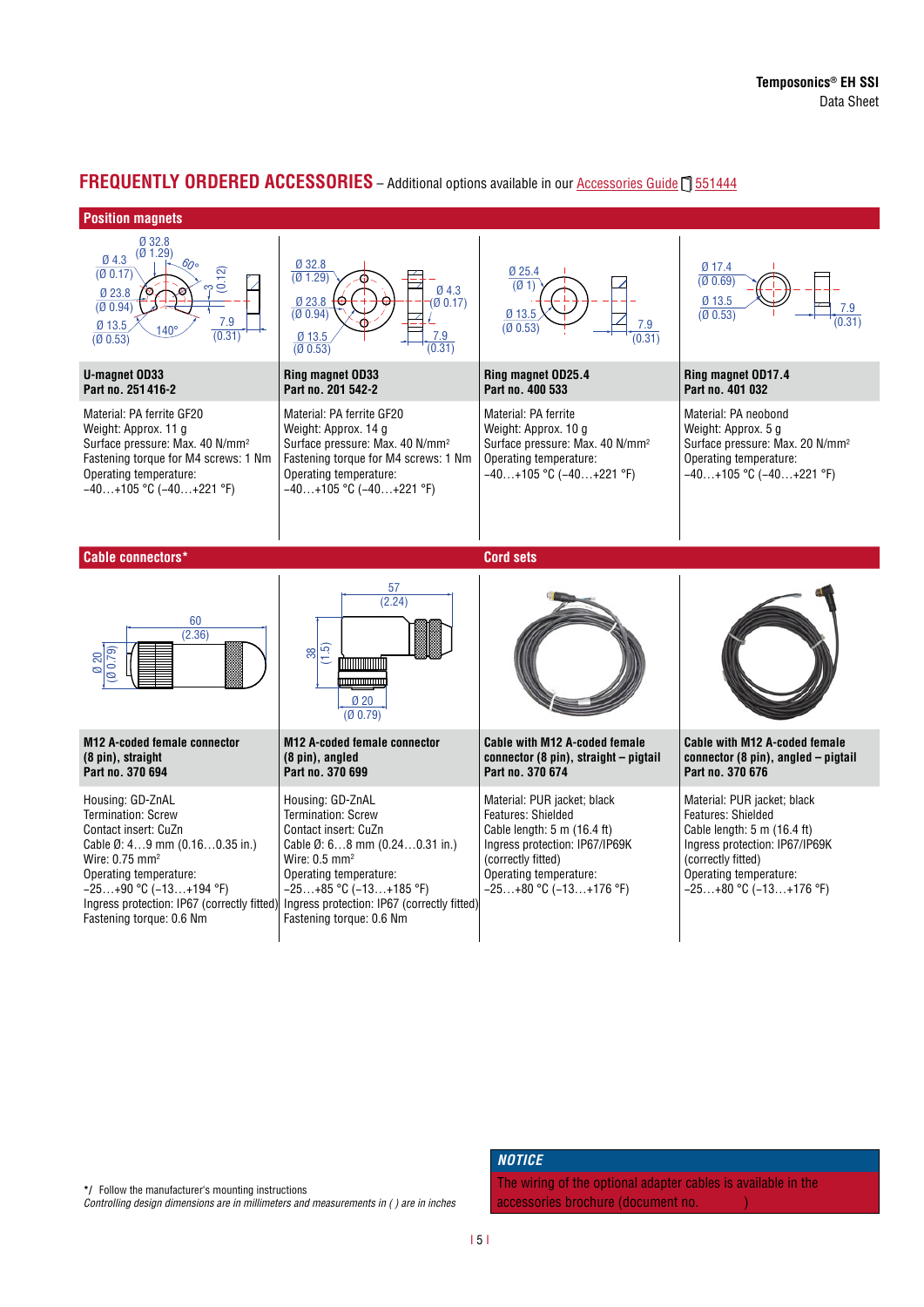## FREQUENTLY ORDERED ACCESSORIES – Additional options available in our Accessories Guide 551444

### Position magnets

| U-magnet OD33<br>Part no. 251 416-2 | Ring magnet OD33<br>Part no. 201 542-2 | Ring magnet OD25.4<br>Part no. 400 533 | Ring magnet OD17.4<br>Part no. 401 032 |
|---|---|---|---|
| Material: PA ferrite GF20<br>Weight: Approx. 11 g<br>Surface pressure: Max. 40 N/mm²<br>Fastening torque for M4 screws: 1 Nm<br>Operating temperature:<br>−40…+105 °C (−40…+221 °F) | Material: PA ferrite GF20<br>Weight: Approx. 14 g<br>Surface pressure: Max. 40 N/mm²<br>Fastening torque for M4 screws: 1 Nm<br>Operating temperature:<br>−40…+105 °C (−40…+221 °F) | Material: PA ferrite<br>Weight: Approx. 10 g<br>Surface pressure: Max. 40 N/mm²<br>Operating temperature:<br>−40…+105 °C (−40…+221 °F) | Material: PA neobond<br>Weight: Approx. 5 g<br>Surface pressure: Max. 20 N/mm²<br>Operating temperature:<br>−40…+105 °C (−40…+221 °F) |

### Cable connectors* / Cord sets

| M12 A-coded female connector (8 pin), straight<br>Part no. 370 694 | M12 A-coded female connector (8 pin), angled<br>Part no. 370 699 | Cable with M12 A-coded female connector (8 pin), straight – pigtail<br>Part no. 370 674 | Cable with M12 A-coded female connector (8 pin), angled – pigtail<br>Part no. 370 676 |
|---|---|---|---|
| Housing: GD-ZnAL<br>Termination: Screw<br>Contact insert: CuZn<br>Cable Ø: 4…9 mm (0.16…0.35 in.)<br>Wire: 0.75 mm²<br>Operating temperature:<br>−25…+90 °C (−13…+194 °F)<br>Ingress protection: IP67 (correctly fitted)<br>Fastening torque: 0.6 Nm | Housing: GD-ZnAL<br>Termination: Screw<br>Contact insert: CuZn<br>Cable Ø: 6…8 mm (0.24…0.31 in.)<br>Wire: 0.5 mm²<br>Operating temperature:<br>−25…+85 °C (−13…+185 °F)<br>Ingress protection: IP67 (correctly fitted)<br>Fastening torque: 0.6 Nm | Material: PUR jacket; black<br>Features: Shielded<br>Cable length: 5 m (16.4 ft)<br>Ingress protection: IP67/IP69K (correctly fitted)<br>Operating temperature:<br>−25…+80 °C (−13…+176 °F) | Material: PUR jacket; black<br>Features: Shielded<br>Cable length: 5 m (16.4 ft)<br>Ingress protection: IP67/IP69K (correctly fitted)<br>Operating temperature:<br>−25…+80 °C (−13…+176 °F) |

*/ Follow the manufacturer's mounting instructions
*Controlling design dimensions are in millimeters and measurements in ( ) are in inches*

**NOTICE**

The wiring of the optional adapter cables is available in the accessories brochure (document no. )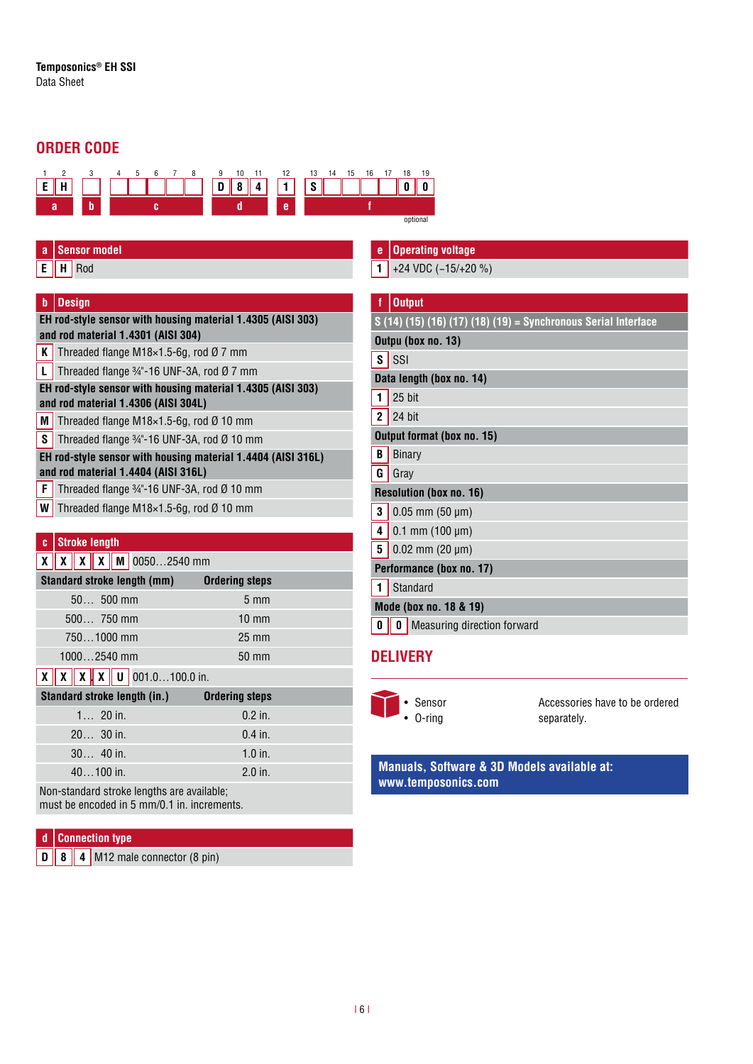Temposonics® EH SSI
Data Sheet

## ORDER CODE

| 1 | 2 | 3 | 4 | 5 | 6 | 7 | 8 | 9 | 10 | 11 | 12 | 13 | 14 | 15 | 16 | 17 | 18 | 19 |
|---|---|---|---|---|---|---|---|---|---|---|---|---|---|---|---|---|---|---|
| E | H | | | | | | | D | 8 | 4 | 1 | S | | | | | 0 | 0 |
| a | | b | c | | | | | d | | | e | f | | | | | | |

optional

### a Sensor model

| | |
|---|---|
| E H | Rod |

### b Design

| | |
|---|---|
| **EH rod-style sensor with housing material 1.4305 (AISI 303) and rod material 1.4301 (AISI 304)** | |
| K | Threaded flange M18×1.5-6g, rod Ø 7 mm |
| L | Threaded flange ¾"-16 UNF-3A, rod Ø 7 mm |
| **EH rod-style sensor with housing material 1.4305 (AISI 303) and rod material 1.4306 (AISI 304L)** | |
| M | Threaded flange M18×1.5-6g, rod Ø 10 mm |
| S | Threaded flange ¾"-16 UNF-3A, rod Ø 10 mm |
| **EH rod-style sensor with housing material 1.4404 (AISI 316L) and rod material 1.4404 (AISI 316L)** | |
| F | Threaded flange ¾"-16 UNF-3A, rod Ø 10 mm |
| W | Threaded flange M18×1.5-6g, rod Ø 10 mm |

### c Stroke length

X X X X M 0050…2540 mm

| Standard stroke length (mm) | Ordering steps |
|---|---|
| 50… 500 mm | 5 mm |
| 500… 750 mm | 10 mm |
| 750…1000 mm | 25 mm |
| 1000…2540 mm | 50 mm |

X X X. X U 001.0…100.0 in.

| Standard stroke length (in.) | Ordering steps |
|---|---|
| 1… 20 in. | 0.2 in. |
| 20… 30 in. | 0.4 in. |
| 30… 40 in. | 1.0 in. |
| 40…100 in. | 2.0 in. |

Non-standard stroke lengths are available;
must be encoded in 5 mm/0.1 in. increments.

### d Connection type

| | |
|---|---|
| D 8 4 | M12 male connector (8 pin) |

### e Operating voltage

| | |
|---|---|
| 1 | +24 VDC (−15/+20 %) |

### f Output

**S (14) (15) (16) (17) (18) (19) = Synchronous Serial Interface**

| | |
|---|---|
| **Outpu (box no. 13)** | |
| S | SSI |
| **Data length (box no. 14)** | |
| 1 | 25 bit |
| 2 | 24 bit |
| **Output format (box no. 15)** | |
| B | Binary |
| G | Gray |
| **Resolution (box no. 16)** | |
| 3 | 0.05 mm (50 µm) |
| 4 | 0.1 mm (100 µm) |
| 5 | 0.02 mm (20 µm) |
| **Performance (box no. 17)** | |
| 1 | Standard |
| **Mode (box no. 18 & 19)** | |
| 0 0 | Measuring direction forward |

## DELIVERY

- Sensor
- O-ring

Accessories have to be ordered separately.

**Manuals, Software & 3D Models available at: www.temposonics.com**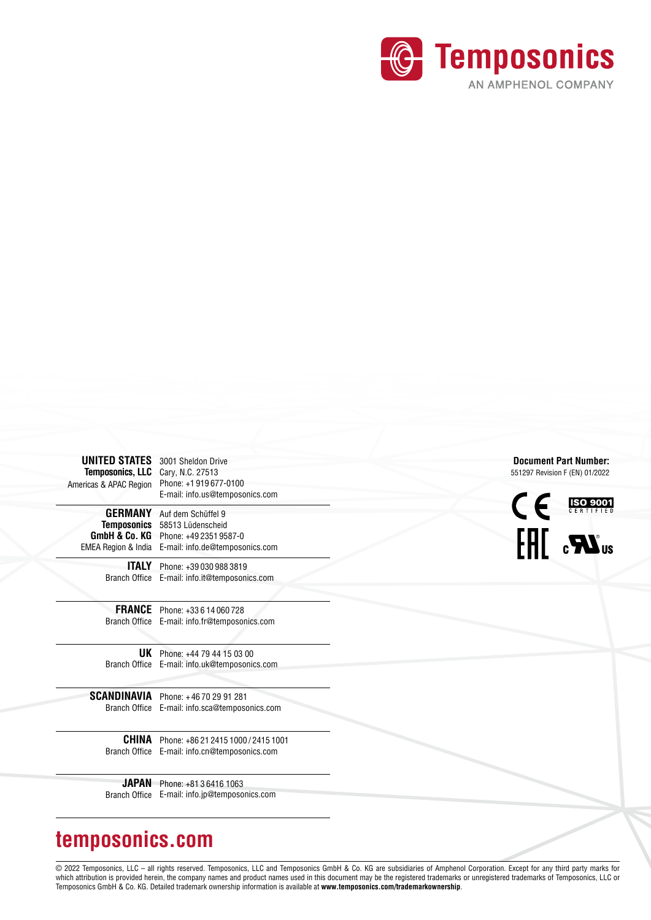Temposonics
AN AMPHENOL COMPANY

**UNITED STATES**
**Temposonics, LLC**
Americas & APAC Region
3001 Sheldon Drive
Cary, N.C. 27513
Phone: +1 919 677-0100
E-mail: info.us@temposonics.com

**GERMANY**
**Temposonics GmbH & Co. KG**
EMEA Region & India
Auf dem Schüffel 9
58513 Lüdenscheid
Phone: +49 2351 9587-0
E-mail: info.de@temposonics.com

**ITALY**
Branch Office
Phone: +39 030 988 3819
E-mail: info.it@temposonics.com

**FRANCE**
Branch Office
Phone: +33 6 14 060 728
E-mail: info.fr@temposonics.com

**UK**
Branch Office
Phone: +44 79 44 15 03 00
E-mail: info.uk@temposonics.com

**SCANDINAVIA**
Branch Office
Phone: + 46 70 29 91 281
E-mail: info.sca@temposonics.com

**CHINA**
Branch Office
Phone: +86 21 2415 1000 / 2415 1001
E-mail: info.cn@temposonics.com

**JAPAN**
Branch Office
Phone: +81 3 6416 1063
E-mail: info.jp@temposonics.com

**Document Part Number:**
551297 Revision F (EN) 01/2022

## temposonics.com

© 2022 Temposonics, LLC – all rights reserved. Temposonics, LLC and Temposonics GmbH & Co. KG are subsidiaries of Amphenol Corporation. Except for any third party marks for which attribution is provided herein, the company names and product names used in this document may be the registered trademarks or unregistered trademarks of Temposonics, LLC or Temposonics GmbH & Co. KG. Detailed trademark ownership information is available at **www.temposonics.com/trademarkownership**.